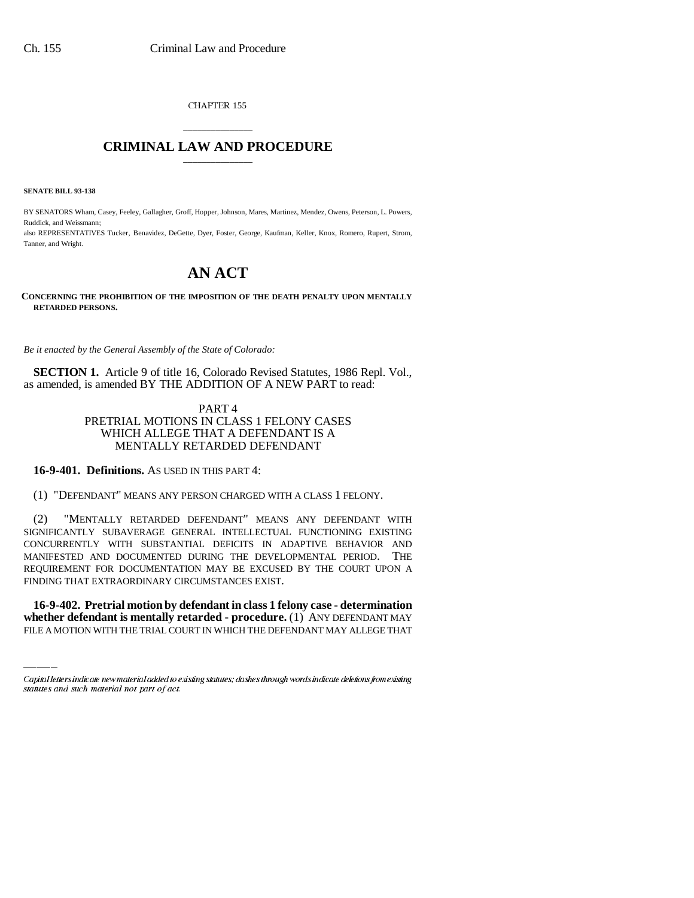CHAPTER 155

# CRIMINAL LAW AND PROCEDURE

**SENATE BILL 93-138**

BY SENATORS Wham, Casey, Feeley, Gallagher, Groff, Hopper, Johnson, Mares, Martinez, Mendez, Owens, Peterson, L. Powers, Ruddick, and Weissmann;

also REPRESENTATIVES Tucker, Benavidez, DeGette, Dyer, Foster, George, Kaufman, Keller, Knox, Romero, Rupert, Strom, Tanner, and Wright.

# AN ACT

**CONCERNING THE PROHIBITION OF THE IMPOSITION OF THE DEATH PENALTY UPON MENTALLY RETARDED PERSONS.**

*Be it enacted by the General Assembly of the State of Colorado:*

**SECTION 1.** Article 9 of title 16, Colorado Revised Statutes, 1986 Repl. Vol., as amended, is amended BY THE ADDITION OF A NEW PART to read:

PART 4
PRETRIAL MOTIONS IN CLASS 1 FELONY CASES WHICH ALLEGE THAT A DEFENDANT IS A MENTALLY RETARDED DEFENDANT

**16-9-401. Definitions.** AS USED IN THIS PART 4:

(1) "DEFENDANT" MEANS ANY PERSON CHARGED WITH A CLASS 1 FELONY.

(2) "MENTALLY RETARDED DEFENDANT" MEANS ANY DEFENDANT WITH SIGNIFICANTLY SUBAVERAGE GENERAL INTELLECTUAL FUNCTIONING EXISTING CONCURRENTLY WITH SUBSTANTIAL DEFICITS IN ADAPTIVE BEHAVIOR AND MANIFESTED AND DOCUMENTED DURING THE DEVELOPMENTAL PERIOD. THE REQUIREMENT FOR DOCUMENTATION MAY BE EXCUSED BY THE COURT UPON A FINDING THAT EXTRAORDINARY CIRCUMSTANCES EXIST.

**16-9-402. Pretrial motion by defendant in class 1 felony case - determination whether defendant is mentally retarded - procedure.** (1) ANY DEFENDANT MAY FILE A MOTION WITH THE TRIAL COURT IN WHICH THE DEFENDANT MAY ALLEGE THAT

*Capital letters indicate new material added to existing statutes; dashes through words indicate deletions from existing statutes and such material not part of act.*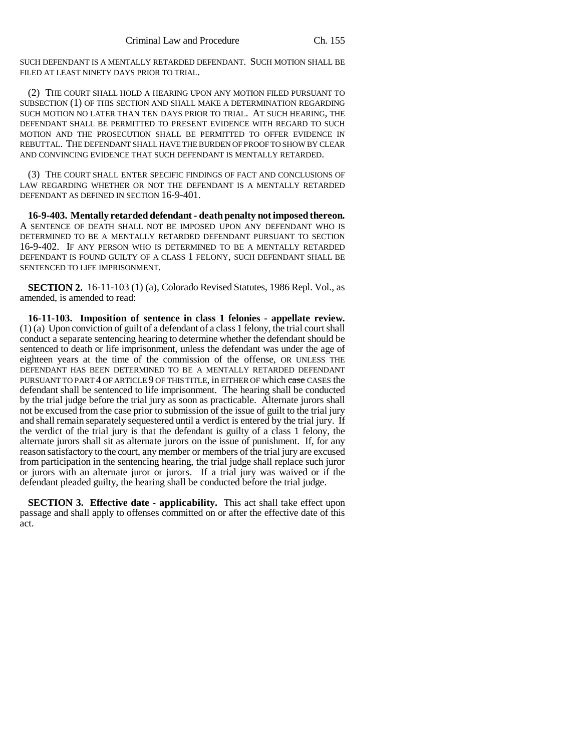SUCH DEFENDANT IS A MENTALLY RETARDED DEFENDANT. SUCH MOTION SHALL BE FILED AT LEAST NINETY DAYS PRIOR TO TRIAL.

(2) THE COURT SHALL HOLD A HEARING UPON ANY MOTION FILED PURSUANT TO SUBSECTION (1) OF THIS SECTION AND SHALL MAKE A DETERMINATION REGARDING SUCH MOTION NO LATER THAN TEN DAYS PRIOR TO TRIAL. AT SUCH HEARING, THE DEFENDANT SHALL BE PERMITTED TO PRESENT EVIDENCE WITH REGARD TO SUCH MOTION AND THE PROSECUTION SHALL BE PERMITTED TO OFFER EVIDENCE IN REBUTTAL. THE DEFENDANT SHALL HAVE THE BURDEN OF PROOF TO SHOW BY CLEAR AND CONVINCING EVIDENCE THAT SUCH DEFENDANT IS MENTALLY RETARDED.

(3) THE COURT SHALL ENTER SPECIFIC FINDINGS OF FACT AND CONCLUSIONS OF LAW REGARDING WHETHER OR NOT THE DEFENDANT IS A MENTALLY RETARDED DEFENDANT AS DEFINED IN SECTION 16-9-401.

**16-9-403. Mentally retarded defendant - death penalty not imposed thereon.** A SENTENCE OF DEATH SHALL NOT BE IMPOSED UPON ANY DEFENDANT WHO IS DETERMINED TO BE A MENTALLY RETARDED DEFENDANT PURSUANT TO SECTION 16-9-402. IF ANY PERSON WHO IS DETERMINED TO BE A MENTALLY RETARDED DEFENDANT IS FOUND GUILTY OF A CLASS 1 FELONY, SUCH DEFENDANT SHALL BE SENTENCED TO LIFE IMPRISONMENT.

**SECTION 2.** 16-11-103 (1) (a), Colorado Revised Statutes, 1986 Repl. Vol., as amended, is amended to read:

**16-11-103. Imposition of sentence in class 1 felonies - appellate review.** (1) (a) Upon conviction of guilt of a defendant of a class 1 felony, the trial court shall conduct a separate sentencing hearing to determine whether the defendant should be sentenced to death or life imprisonment, unless the defendant was under the age of eighteen years at the time of the commission of the offense, OR UNLESS THE DEFENDANT HAS BEEN DETERMINED TO BE A MENTALLY RETARDED DEFENDANT PURSUANT TO PART 4 OF ARTICLE 9 OF THIS TITLE, in EITHER OF which ~~case~~ CASES the defendant shall be sentenced to life imprisonment. The hearing shall be conducted by the trial judge before the trial jury as soon as practicable. Alternate jurors shall not be excused from the case prior to submission of the issue of guilt to the trial jury and shall remain separately sequestered until a verdict is entered by the trial jury. If the verdict of the trial jury is that the defendant is guilty of a class 1 felony, the alternate jurors shall sit as alternate jurors on the issue of punishment. If, for any reason satisfactory to the court, any member or members of the trial jury are excused from participation in the sentencing hearing, the trial judge shall replace such juror or jurors with an alternate juror or jurors. If a trial jury was waived or if the defendant pleaded guilty, the hearing shall be conducted before the trial judge.

**SECTION 3. Effective date - applicability.** This act shall take effect upon passage and shall apply to offenses committed on or after the effective date of this act.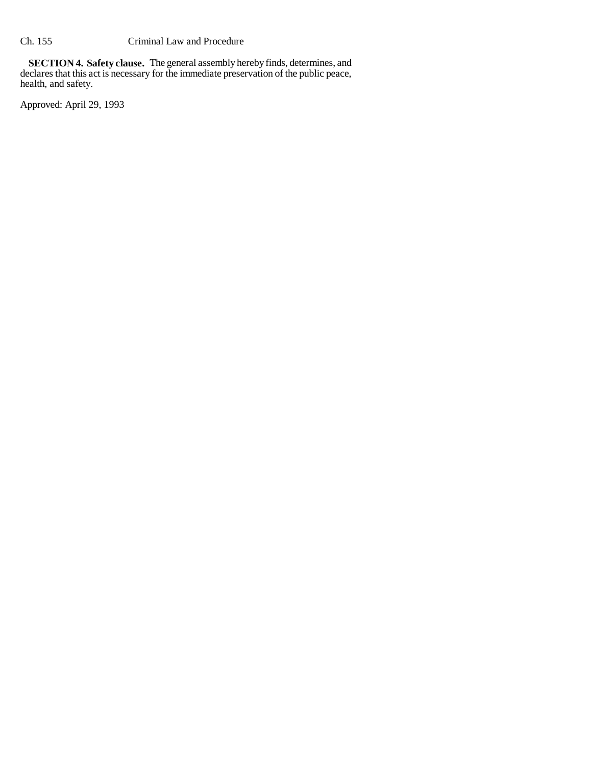**SECTION 4. Safety clause.** The general assembly hereby finds, determines, and declares that this act is necessary for the immediate preservation of the public peace, health, and safety.

Approved: April 29, 1993